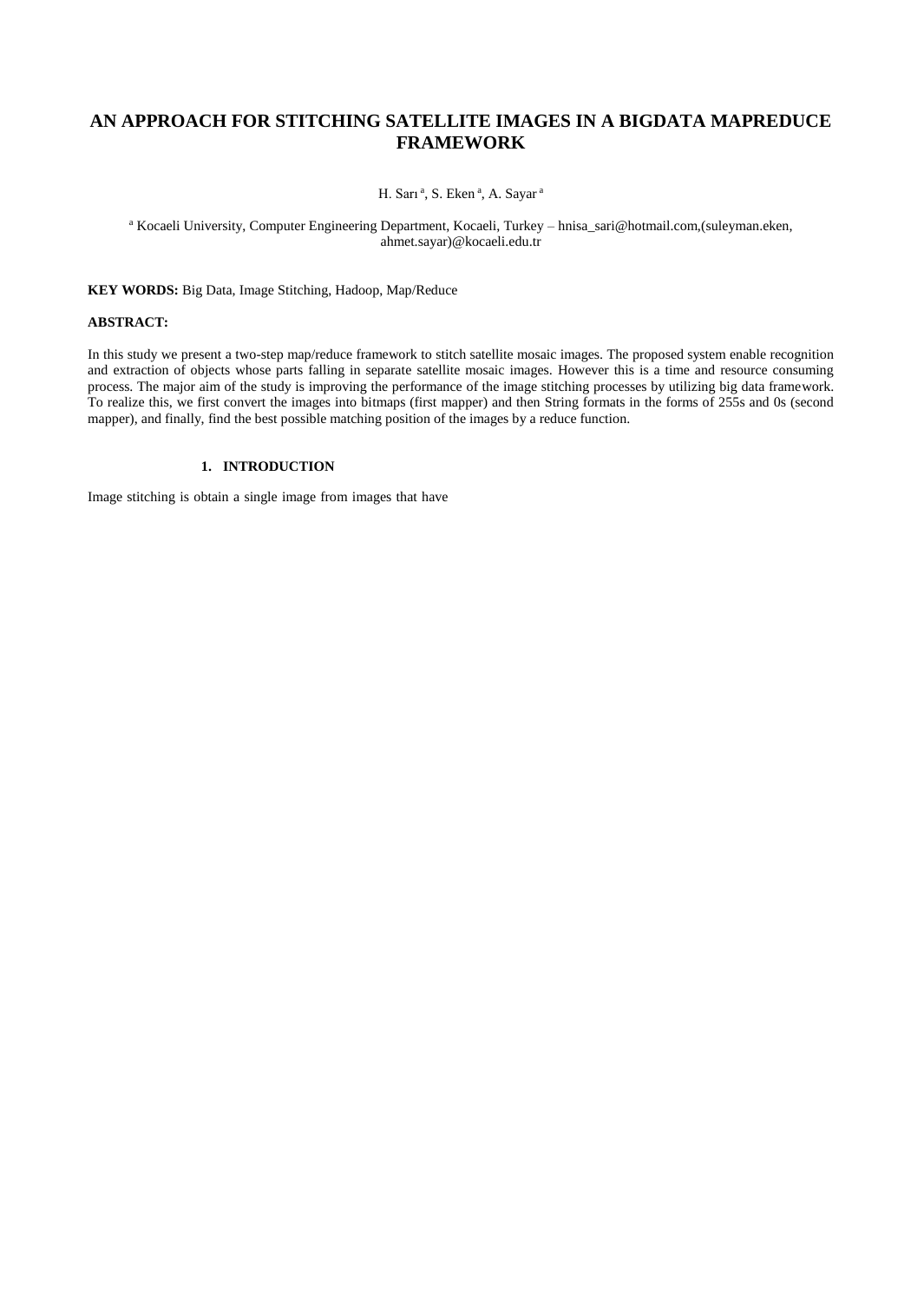# AN APPROACH FOR STITCHING SATELLITE IMAGES IN A BIGDATA MAPREDUCE FRAMEWORK

H. Sarı [a], S. Eken [a], A. Sayar [a]

[a] Kocaeli University, Computer Engineering Department, Kocaeli, Turkey – hnisa_sari@hotmail.com,(suleyman.eken, ahmet.sayar)@kocaeli.edu.tr

**KEY WORDS:** Big Data, Image Stitching, Hadoop, Map/Reduce

**ABSTRACT:**

In this study we present a two-step map/reduce framework to stitch satellite mosaic images. The proposed system enable recognition and extraction of objects whose parts falling in separate satellite mosaic images. However this is a time and resource consuming process. The major aim of the study is improving the performance of the image stitching processes by utilizing big data framework. To realize this, we first convert the images into bitmaps (first mapper) and then String formats in the forms of 255s and 0s (second mapper), and finally, find the best possible matching position of the images by a reduce function.

## 1. INTRODUCTION

Image stitching is obtain a single image from images that have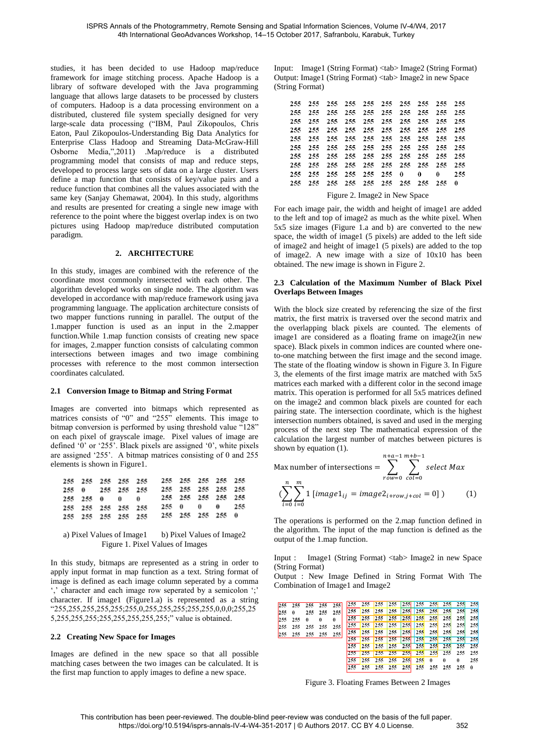studies, it has been decided to use Hadoop map/reduce framework for image stitching process. Apache Hadoop is a library of software developed with the Java programming language that allows large datasets to be processed by clusters of computers. Hadoop is a data processing environment on a distributed, clustered file system specially designed for very large-scale data processing ("IBM, Paul Zikopoulos, Chris Eaton, Paul Zikopoulos-Understanding Big Data Analytics for Enterprise Class Hadoop and Streaming Data-McGraw-Hill Osborne Media,",2011) .Map/reduce is a distributed programming model that consists of map and reduce steps, developed to process large sets of data on a large cluster. Users define a map function that consists of key/value pairs and a reduce function that combines all the values associated with the same key (Sanjay Ghemawat, 2004). In this study, algorithms and results are presented for creating a single new image with reference to the point where the biggest overlap index is on two pictures using Hadoop map/reduce distributed computation paradigm.

## 2. ARCHITECTURE

In this study, images are combined with the reference of the coordinate most commonly intersected with each other. The algorithm developed works on single node. The algorithm was developed in accordance with map/reduce framework using java programming language. The application architecture consists of two mapper functions running in parallel. The output of the 1.mapper function is used as an input in the 2.mapper function.While 1.map function consists of creating new space for images, 2.mapper function consists of calculating common intersections between images and two image combining processes with reference to the most common intersection coordinates calculated.

### 2.1 Conversion Image to Bitmap and String Format

Images are converted into bitmaps which represented as matrices consists of "0" and "255" elements. This image to bitmap conversion is performed by using threshold value "128" on each pixel of grayscale image. Pixel values of image are defined '0' or '255'. Black pixels are assigned '0', white pixels are assigned '255'. A bitmap matrices consisting of 0 and 255 elements is shown in Figure1.

| | | | | |
|---|---|---|---|---|
| 255 | 255 | 255 | 255 | 255 |
| 255 | 0 | 255 | 255 | 255 |
| 255 | 255 | 0 | 0 | 0 |
| 255 | 255 | 255 | 255 | 255 |
| 255 | 255 | 255 | 255 | 255 |

a) Pixel Values of Image1

| | | | | |
|---|---|---|---|---|
| 255 | 255 | 255 | 255 | 255 |
| 255 | 255 | 255 | 255 | 255 |
| 255 | 255 | 255 | 255 | 255 |
| 255 | 0 | 0 | 0 | 255 |
| 255 | 255 | 255 | 255 | 0 |

b) Pixel Values of Image2

Figure 1. Pixel Values of Images

In this study, bitmaps are represented as a string in order to apply input format in map function as a text. String format of image is defined as each image column seperated by a comma ',' character and each image row seperated by a semicolon ';' character. If image1 (Figure1.a) is represented as a string "255,255,255,255,255;255,0,255,255,255;255,255,0,0,0;255,255,255,255,255;255,255,255,255,255;" value is obtained.

### 2.2 Creating New Space for Images

Images are defined in the new space so that all possible matching cases between the two images can be calculated. It is the first map function to apply images to define a new space.

Input: Image1 (String Format) <tab> Image2 (String Format)
Output: Image1 (String Format) <tab> Image2 in new Space (String Format)

| | | | | | | | | | |
|---|---|---|---|---|---|---|---|---|---|
| 255 | 255 | 255 | 255 | 255 | 255 | 255 | 255 | 255 | 255 |
| 255 | 255 | 255 | 255 | 255 | 255 | 255 | 255 | 255 | 255 |
| 255 | 255 | 255 | 255 | 255 | 255 | 255 | 255 | 255 | 255 |
| 255 | 255 | 255 | 255 | 255 | 255 | 255 | 255 | 255 | 255 |
| 255 | 255 | 255 | 255 | 255 | 255 | 255 | 255 | 255 | 255 |
| 255 | 255 | 255 | 255 | 255 | 255 | 255 | 255 | 255 | 255 |
| 255 | 255 | 255 | 255 | 255 | 255 | 255 | 255 | 255 | 255 |
| 255 | 255 | 255 | 255 | 255 | 255 | 255 | 255 | 255 | 255 |
| 255 | 255 | 255 | 255 | 255 | 255 | 0 | 0 | 0 | 255 |
| 255 | 255 | 255 | 255 | 255 | 255 | 255 | 255 | 255 | 0 |

Figure 2. Image2 in New Space

For each image pair, the width and height of image1 are added to the left and top of image2 as much as the white pixel. When 5x5 size images (Figure 1.a and b) are converted to the new space, the width of image1 (5 pixels) are added to the left side of image2 and height of image1 (5 pixels) are added to the top of image2. A new image with a size of 10x10 has been obtained. The new image is shown in Figure 2.

### 2.3 Calculation of the Maximum Number of Black Pixel Overlaps Between Images

With the block size created by referencing the size of the first matrix, the first matrix is traversed over the second matrix and the overlapping black pixels are counted. The elements of image1 are considered as a floating frame on image2(in new space). Black pixels in common indices are counted where one-to-one matching between the first image and the second image. The state of the floating window is shown in Figure 3. In Figure 3, the elements of the first image matrix are matched with 5x5 matrices each marked with a different color in the second image matrix. This operation is performed for all 5x5 matrices defined on the image2 and common black pixels are counted for each pairing state. The intersection coordinate, which is the highest intersection numbers obtained, is saved and used in the merging process of the next step The mathematical expression of the calculation the largest number of matches between pictures is shown by equation (1).

$$\text{Max number of intersections} = \sum_{row=0}^{n+a-1} \sum_{col=0}^{m+b-1} select\ Max \left( \sum_{i=0}^{n} \sum_{i=0}^{m} 1\ [image1_{ij} = image2_{i+row,j+col} = 0] \right) \qquad (1)$$

The operations is performed on the 2.map function defined in the algorithm. The input of the map function is defined as the output of the 1.map function.

Input : Image1 (String Format) <tab> Image2 in new Space (String Format)
Output : New Image Defined in String Format With The Combination of Image1 and Image2

| | | | | |
|---|---|---|---|---|
| 255 | 255 | 255 | 255 | 255 |
| 255 | 0 | 255 | 255 | 255 |
| 255 | 255 | 0 | 0 | 0 |
| 255 | 255 | 255 | 255 | 255 |
| 255 | 255 | 255 | 255 | 255 |

| | | | | | | | | | |
|---|---|---|---|---|---|---|---|---|---|
| 255 | 255 | 255 | 255 | 255 | 255 | 255 | 255 | 255 | 255 |
| 255 | 255 | 255 | 255 | 255 | 255 | 255 | 255 | 255 | 255 |
| 255 | 255 | 255 | 255 | 255 | 255 | 255 | 255 | 255 | 255 |
| 255 | 255 | 255 | 255 | 255 | 255 | 255 | 255 | 255 | 255 |
| 255 | 255 | 255 | 255 | 255 | 255 | 255 | 255 | 255 | 255 |
| 255 | 255 | 255 | 255 | 255 | 255 | 255 | 255 | 255 | 255 |
| 255 | 255 | 255 | 255 | 255 | 255 | 255 | 255 | 255 | 255 |
| 255 | 255 | 255 | 255 | 255 | 255 | 255 | 255 | 255 | 255 |
| 255 | 255 | 255 | 255 | 255 | 255 | 0 | 0 | 0 | 255 |
| 255 | 255 | 255 | 255 | 255 | 255 | 255 | 255 | 255 | 0 |

Figure 3. Floating Frames Between 2 Images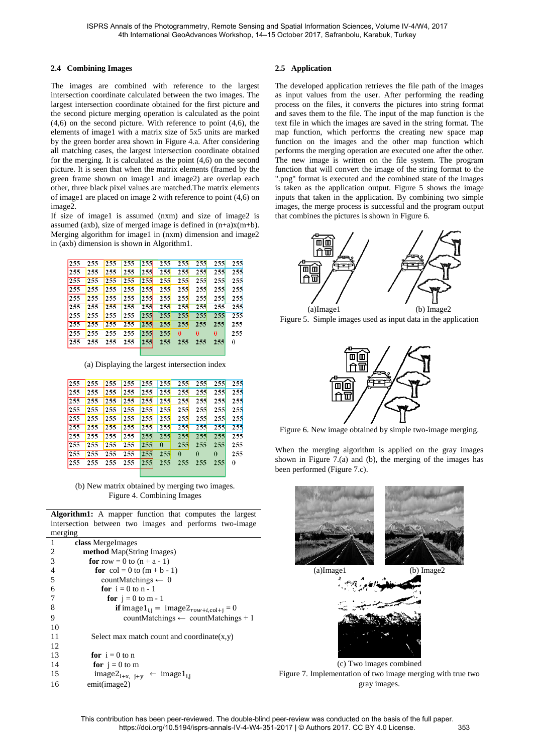### 2.4 Combining Images

The images are combined with reference to the largest intersection coordinate calculated between the two images. The largest intersection coordinate obtained for the first picture and the second picture merging operation is calculated as the point (4,6) on the second picture. With reference to point (4,6), the elements of image1 with a matrix size of 5x5 units are marked by the green border area shown in Figure 4.a. After considering all matching cases, the largest intersection coordinate obtained for the merging. It is calculated as the point (4,6) on the second picture. It is seen that when the matrix elements (framed by the green frame shown on image1 and image2) are overlap each other, three black pixel values are matched.The matrix elements of image1 are placed on image 2 with reference to point (4,6) on image2.

If size of image1 is assumed (nxm) and size of image2 is assumed (axb), size of merged image is defined in (n+a)x(m+b). Merging algorithm for image1 in (nxm) dimension and image2 in (axb) dimension is shown in Algorithm1.

| | | | | | | | | | |
|---|---|---|---|---|---|---|---|---|---|
| 255 | 255 | 255 | 255 | 255 | 255 | 255 | 255 | 255 | 255 |
| 255 | 255 | 255 | 255 | 255 | 255 | 255 | 255 | 255 | 255 |
| 255 | 255 | 255 | 255 | 255 | 255 | 255 | 255 | 255 | 255 |
| 255 | 255 | 255 | 255 | 255 | 255 | 255 | 255 | 255 | 255 |
| 255 | 255 | 255 | 255 | 255 | 255 | 255 | 255 | 255 | 255 |
| 255 | 255 | 255 | 255 | 255 | 255 | 255 | 255 | 255 | 255 |
| 255 | 255 | 255 | 255 | 255 | 255 | 255 | 255 | 255 | 255 |
| 255 | 255 | 255 | 255 | 255 | 255 | 255 | 255 | 255 | 255 |
| 255 | 255 | 255 | 255 | 255 | 255 | 0 | 0 | 0 | 255 |
| 255 | 255 | 255 | 255 | 255 | 255 | 255 | 255 | 255 | 0 |

(a) Displaying the largest intersection index

| | | | | | | | | | |
|---|---|---|---|---|---|---|---|---|---|
| 255 | 255 | 255 | 255 | 255 | 255 | 255 | 255 | 255 | 255 |
| 255 | 255 | 255 | 255 | 255 | 255 | 255 | 255 | 255 | 255 |
| 255 | 255 | 255 | 255 | 255 | 255 | 255 | 255 | 255 | 255 |
| 255 | 255 | 255 | 255 | 255 | 255 | 255 | 255 | 255 | 255 |
| 255 | 255 | 255 | 255 | 255 | 255 | 255 | 255 | 255 | 255 |
| 255 | 255 | 255 | 255 | 255 | 255 | 255 | 255 | 255 | 255 |
| 255 | 255 | 255 | 255 | 255 | 255 | 255 | 255 | 255 | 255 |
| 255 | 255 | 255 | 255 | 255 | 0 | 255 | 255 | 255 | 255 |
| 255 | 255 | 255 | 255 | 255 | 255 | 0 | 0 | 0 | 255 |
| 255 | 255 | 255 | 255 | 255 | 255 | 255 | 255 | 255 | 0 |

(b) New matrix obtained by merging two images.

Figure 4. Combining Images

**Algorithm1:** A mapper function that computes the largest intersection between two images and performs two-image merging

```
1   class MergeImages
2     method Map(String Images)
3       for row = 0 to (n + a - 1)
4         for col = 0 to (m + b - 1)
5           countMatchings ← 0
6           for i = 0 to n - 1
7             for j = 0 to m - 1
8               if image1_{i,j} = image2_{row+i,col+j} = 0
9                 countMatchings ← countMatchings + 1
10
11      Select max match count and coordinate(x,y)
12
13      for i = 0 to n
14        for j = 0 to m
15          image2_{i+x, j+y} ← image1_{i,j}
16      emit(image2)
```

### 2.5 Application

The developed application retrieves the file path of the images as input values from the user. After performing the reading process on the files, it converts the pictures into string format and saves them to the file. The input of the map function is the text file in which the images are saved in the string format. The map function, which performs the creating new space map function on the images and the other map function which performs the merging operation are executed one after the other. The new image is written on the file system. The program function that will convert the image of the string format to the ".png" format is executed and the combined state of the images is taken as the application output. Figure 5 shows the image inputs that taken in the application. By combining two simple images, the merge process is successful and the program output that combines the pictures is shown in Figure 6.

(a)Image1 (b) Image2

Figure 5. Simple images used as input data in the application

Figure 6. New image obtained by simple two-image merging.

When the merging algorithm is applied on the gray images shown in Figure 7.(a) and (b), the merging of the images has been performed (Figure 7.c).

(a)Image1 (b) Image2

(c) Two images combined

Figure 7. Implementation of two image merging with true two gray images.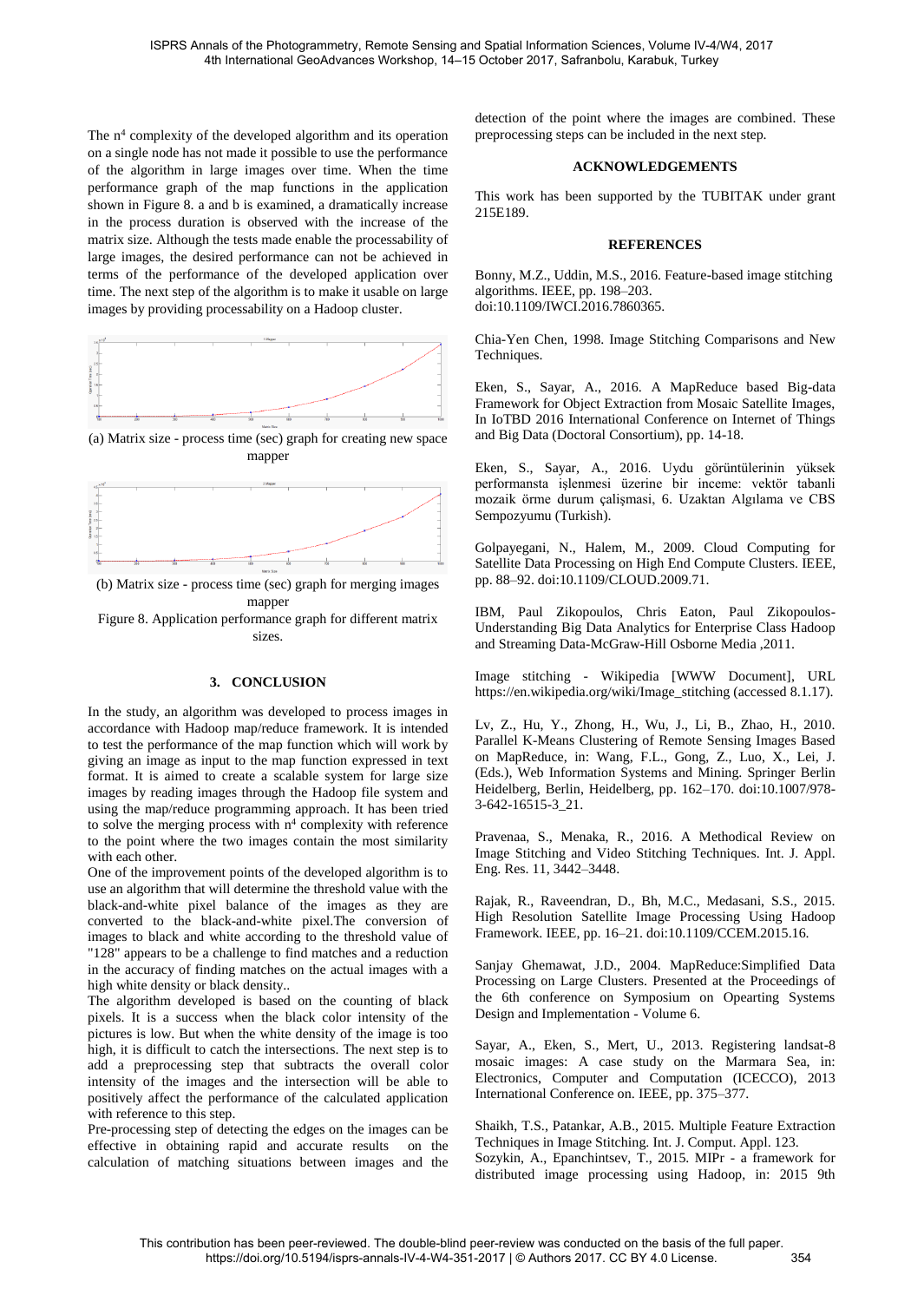The $n^4$ complexity of the developed algorithm and its operation on a single node has not made it possible to use the performance of the algorithm in large images over time. When the time performance graph of the map functions in the application shown in Figure 8. a and b is examined, a dramatically increase in the process duration is observed with the increase of the matrix size. Although the tests made enable the processability of large images, the desired performance can not be achieved in terms of the performance of the developed application over time. The next step of the algorithm is to make it usable on large images by providing processability on a Hadoop cluster.

(a) Matrix size - process time (sec) graph for creating new space mapper

(b) Matrix size - process time (sec) graph for merging images mapper

Figure 8. Application performance graph for different matrix sizes.

## 3. CONCLUSION

In the study, an algorithm was developed to process images in accordance with Hadoop map/reduce framework. It is intended to test the performance of the map function which will work by giving an image as input to the map function expressed in text format. It is aimed to create a scalable system for large size images by reading images through the Hadoop file system and using the map/reduce programming approach. It has been tried to solve the merging process with $n^4$ complexity with reference to the point where the two images contain the most similarity with each other.

One of the improvement points of the developed algorithm is to use an algorithm that will determine the threshold value with the black-and-white pixel balance of the images as they are converted to the black-and-white pixel.The conversion of images to black and white according to the threshold value of "128" appears to be a challenge to find matches and a reduction in the accuracy of finding matches on the actual images with a high white density or black density..

The algorithm developed is based on the counting of black pixels. It is a success when the black color intensity of the pictures is low. But when the white density of the image is too high, it is difficult to catch the intersections. The next step is to add a preprocessing step that subtracts the overall color intensity of the images and the intersection will be able to positively affect the performance of the calculated application with reference to this step.

Pre-processing step of detecting the edges on the images can be effective in obtaining rapid and accurate results on the calculation of matching situations between images and the detection of the point where the images are combined. These preprocessing steps can be included in the next step.

## ACKNOWLEDGEMENTS

This work has been supported by the TUBITAK under grant 215E189.

## REFERENCES

Bonny, M.Z., Uddin, M.S., 2016. Feature-based image stitching algorithms. IEEE, pp. 198–203. doi:10.1109/IWCI.2016.7860365.

Chia-Yen Chen, 1998. Image Stitching Comparisons and New Techniques.

Eken, S., Sayar, A., 2016. A MapReduce based Big-data Framework for Object Extraction from Mosaic Satellite Images, In IoTBD 2016 International Conference on Internet of Things and Big Data (Doctoral Consortium), pp. 14-18.

Eken, S., Sayar, A., 2016. Uydu görüntülerinin yüksek performansta işlenmesi üzerine bir inceme: vektör tabanli mozaik örme durum çalişmasi, 6. Uzaktan Algılama ve CBS Sempozyumu (Turkish).

Golpayegani, N., Halem, M., 2009. Cloud Computing for Satellite Data Processing on High End Compute Clusters. IEEE, pp. 88–92. doi:10.1109/CLOUD.2009.71.

IBM, Paul Zikopoulos, Chris Eaton, Paul Zikopoulos-Understanding Big Data Analytics for Enterprise Class Hadoop and Streaming Data-McGraw-Hill Osborne Media ,2011.

Image stitching - Wikipedia [WWW Document], URL https://en.wikipedia.org/wiki/Image_stitching (accessed 8.1.17).

Lv, Z., Hu, Y., Zhong, H., Wu, J., Li, B., Zhao, H., 2010. Parallel K-Means Clustering of Remote Sensing Images Based on MapReduce, in: Wang, F.L., Gong, Z., Luo, X., Lei, J. (Eds.), Web Information Systems and Mining. Springer Berlin Heidelberg, Berlin, Heidelberg, pp. 162–170. doi:10.1007/978-3-642-16515-3_21.

Pravenaa, S., Menaka, R., 2016. A Methodical Review on Image Stitching and Video Stitching Techniques. Int. J. Appl. Eng. Res. 11, 3442–3448.

Rajak, R., Raveendran, D., Bh, M.C., Medasani, S.S., 2015. High Resolution Satellite Image Processing Using Hadoop Framework. IEEE, pp. 16–21. doi:10.1109/CCEM.2015.16.

Sanjay Ghemawat, J.D., 2004. MapReduce:Simplified Data Processing on Large Clusters. Presented at the Proceedings of the 6th conference on Symposium on Opearting Systems Design and Implementation - Volume 6.

Sayar, A., Eken, S., Mert, U., 2013. Registering landsat-8 mosaic images: A case study on the Marmara Sea, in: Electronics, Computer and Computation (ICECCO), 2013 International Conference on. IEEE, pp. 375–377.

Shaikh, T.S., Patankar, A.B., 2015. Multiple Feature Extraction Techniques in Image Stitching. Int. J. Comput. Appl. 123.

Sozykin, A., Epanchintsev, T., 2015. MIPr - a framework for distributed image processing using Hadoop, in: 2015 9th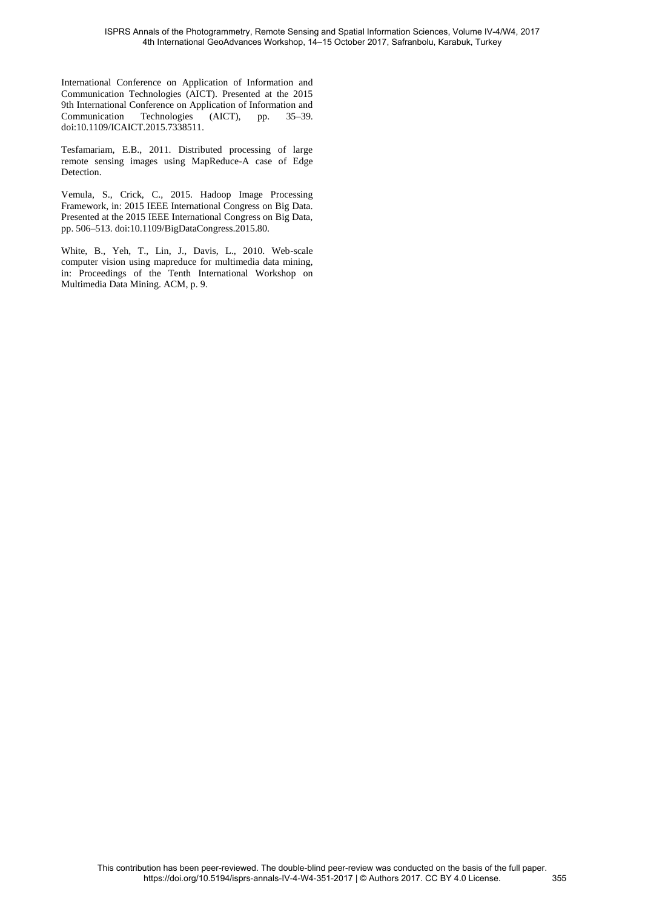International Conference on Application of Information and Communication Technologies (AICT). Presented at the 2015 9th International Conference on Application of Information and Communication Technologies (AICT), pp. 35–39. doi:10.1109/ICAICT.2015.7338511.

Tesfamariam, E.B., 2011. Distributed processing of large remote sensing images using MapReduce-A case of Edge Detection.

Vemula, S., Crick, C., 2015. Hadoop Image Processing Framework, in: 2015 IEEE International Congress on Big Data. Presented at the 2015 IEEE International Congress on Big Data, pp. 506–513. doi:10.1109/BigDataCongress.2015.80.

White, B., Yeh, T., Lin, J., Davis, L., 2010. Web-scale computer vision using mapreduce for multimedia data mining, in: Proceedings of the Tenth International Workshop on Multimedia Data Mining. ACM, p. 9.